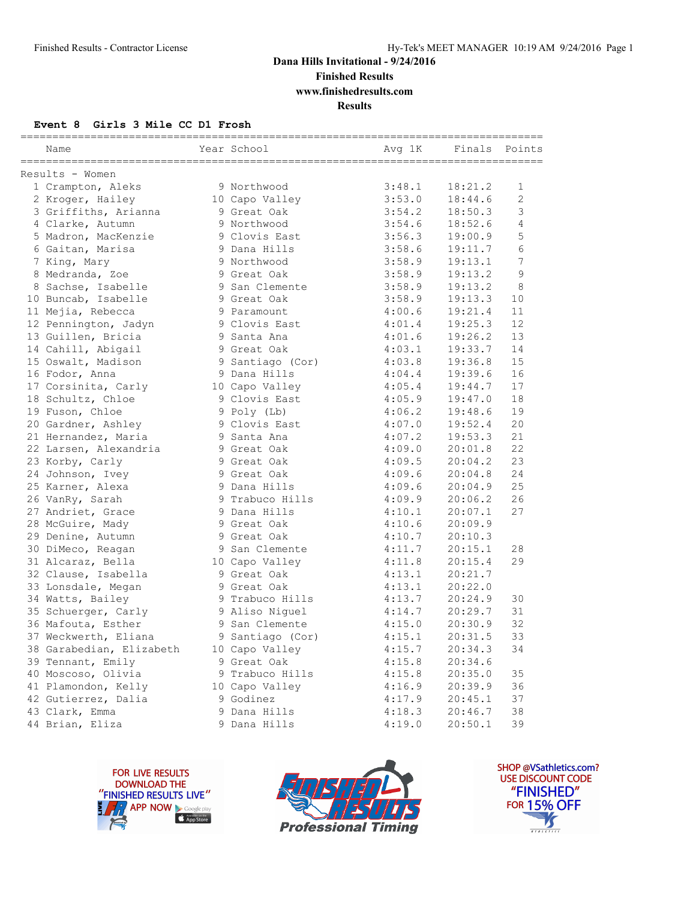Finished Results - Contractor License

**Dana Hills Invitational - 9/24/2016**

**Finished Results**

**www.finishedresults.com**

**Results**

### Event 8 Girls 3 Mile CC D1 Frosh

Results - Women

| | Name | Year | School | Avg 1K | Finals | Points |
|---|---|---|---|---|---|---|
| 1 | Crampton, Aleks | 9 | Northwood | 3:48.1 | 18:21.2 | 1 |
| 2 | Kroger, Hailey | 10 | Capo Valley | 3:53.0 | 18:44.6 | 2 |
| 3 | Griffiths, Arianna | 9 | Great Oak | 3:54.2 | 18:50.3 | 3 |
| 4 | Clarke, Autumn | 9 | Northwood | 3:54.6 | 18:52.6 | 4 |
| 5 | Madron, MacKenzie | 9 | Clovis East | 3:56.3 | 19:00.9 | 5 |
| 6 | Gaitan, Marisa | 9 | Dana Hills | 3:58.6 | 19:11.7 | 6 |
| 7 | King, Mary | 9 | Northwood | 3:58.9 | 19:13.1 | 7 |
| 8 | Medranda, Zoe | 9 | Great Oak | 3:58.9 | 19:13.2 | 9 |
| 8 | Sachse, Isabelle | 9 | San Clemente | 3:58.9 | 19:13.2 | 8 |
| 10 | Buncab, Isabelle | 9 | Great Oak | 3:58.9 | 19:13.3 | 10 |
| 11 | Mejia, Rebecca | 9 | Paramount | 4:00.6 | 19:21.4 | 11 |
| 12 | Pennington, Jadyn | 9 | Clovis East | 4:01.4 | 19:25.3 | 12 |
| 13 | Guillen, Bricia | 9 | Santa Ana | 4:01.6 | 19:26.2 | 13 |
| 14 | Cahill, Abigail | 9 | Great Oak | 4:03.1 | 19:33.7 | 14 |
| 15 | Oswalt, Madison | 9 | Santiago (Cor) | 4:03.8 | 19:36.8 | 15 |
| 16 | Fodor, Anna | 9 | Dana Hills | 4:04.4 | 19:39.6 | 16 |
| 17 | Corsinita, Carly | 10 | Capo Valley | 4:05.4 | 19:44.7 | 17 |
| 18 | Schultz, Chloe | 9 | Clovis East | 4:05.9 | 19:47.0 | 18 |
| 19 | Fuson, Chloe | 9 | Poly (Lb) | 4:06.2 | 19:48.6 | 19 |
| 20 | Gardner, Ashley | 9 | Clovis East | 4:07.0 | 19:52.4 | 20 |
| 21 | Hernandez, Maria | 9 | Santa Ana | 4:07.2 | 19:53.3 | 21 |
| 22 | Larsen, Alexandria | 9 | Great Oak | 4:09.0 | 20:01.8 | 22 |
| 23 | Korby, Carly | 9 | Great Oak | 4:09.5 | 20:04.2 | 23 |
| 24 | Johnson, Ivey | 9 | Great Oak | 4:09.6 | 20:04.8 | 24 |
| 25 | Karner, Alexa | 9 | Dana Hills | 4:09.6 | 20:04.9 | 25 |
| 26 | VanRy, Sarah | 9 | Trabuco Hills | 4:09.9 | 20:06.2 | 26 |
| 27 | Andriet, Grace | 9 | Dana Hills | 4:10.1 | 20:07.1 | 27 |
| 28 | McGuire, Mady | 9 | Great Oak | 4:10.6 | 20:09.9 | |
| 29 | Denine, Autumn | 9 | Great Oak | 4:10.7 | 20:10.3 | |
| 30 | DiMeco, Reagan | 9 | San Clemente | 4:11.7 | 20:15.1 | 28 |
| 31 | Alcaraz, Bella | 10 | Capo Valley | 4:11.8 | 20:15.4 | 29 |
| 32 | Clause, Isabella | 9 | Great Oak | 4:13.1 | 20:21.7 | |
| 33 | Lonsdale, Megan | 9 | Great Oak | 4:13.1 | 20:22.0 | |
| 34 | Watts, Bailey | 9 | Trabuco Hills | 4:13.7 | 20:24.9 | 30 |
| 35 | Schuerger, Carly | 9 | Aliso Niguel | 4:14.7 | 20:29.7 | 31 |
| 36 | Mafouta, Esther | 9 | San Clemente | 4:15.0 | 20:30.9 | 32 |
| 37 | Weckwerth, Eliana | 9 | Santiago (Cor) | 4:15.1 | 20:31.5 | 33 |
| 38 | Garabedian, Elizabeth | 10 | Capo Valley | 4:15.7 | 20:34.3 | 34 |
| 39 | Tennant, Emily | 9 | Great Oak | 4:15.8 | 20:34.6 | |
| 40 | Moscoso, Olivia | 9 | Trabuco Hills | 4:15.8 | 20:35.0 | 35 |
| 41 | Plamondon, Kelly | 10 | Capo Valley | 4:16.9 | 20:39.9 | 36 |
| 42 | Gutierrez, Dalia | 9 | Godinez | 4:17.9 | 20:45.1 | 37 |
| 43 | Clark, Emma | 9 | Dana Hills | 4:18.3 | 20:46.7 | 38 |
| 44 | Brian, Eliza | 9 | Dana Hills | 4:19.0 | 20:50.1 | 39 |

FOR LIVE RESULTS DOWNLOAD THE "FINISHED RESULTS LIVE" APP NOW

Finished Results Professional Timing

SHOP @VSathletics.com? USE DISCOUNT CODE "FINISHED" FOR 15% OFF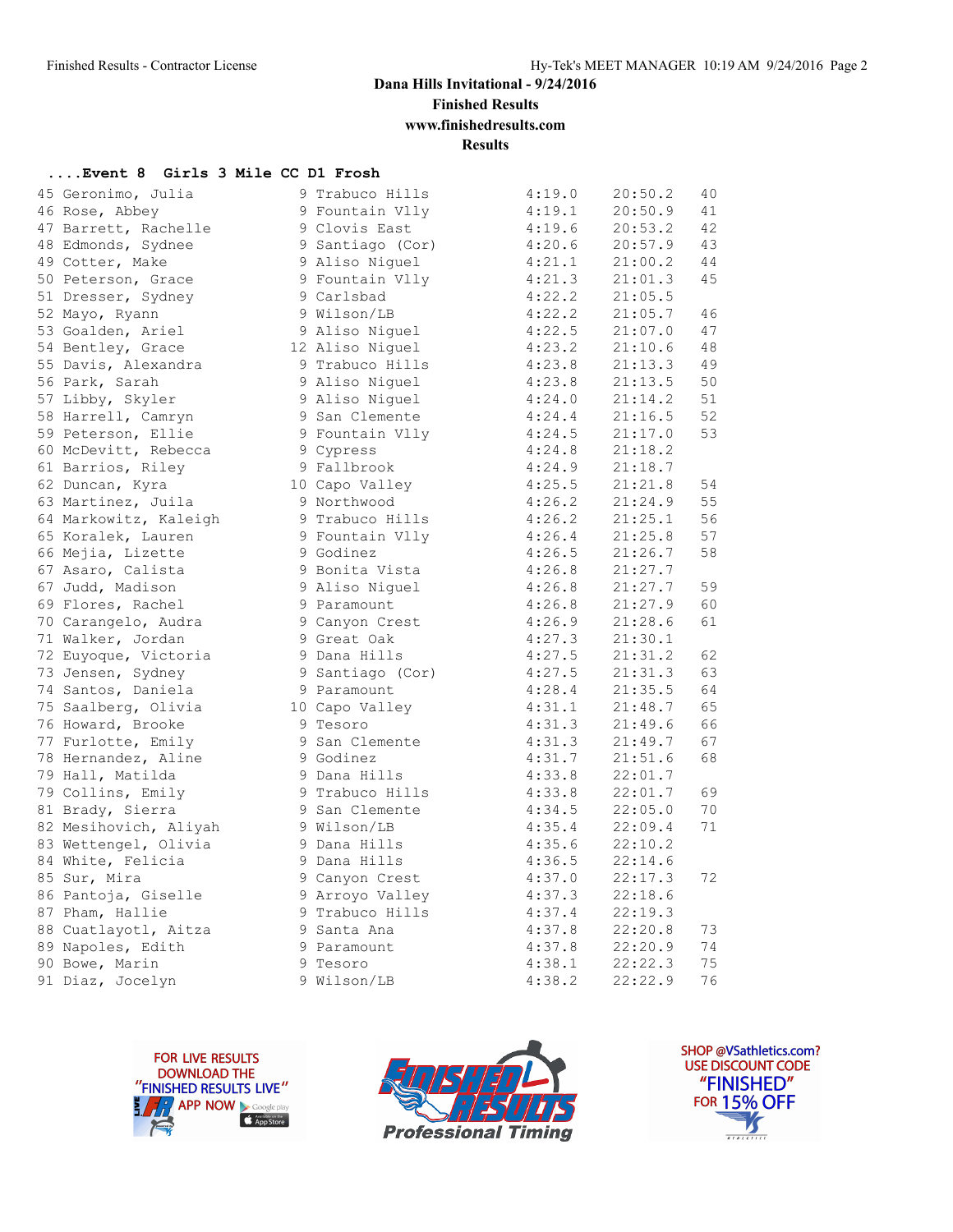Dana Hills Invitational - 9/24/2016

Finished Results

www.finishedresults.com

Results

**....Event 8 Girls 3 Mile CC D1 Frosh**

| Place | Name | Yr | School | Pace | Time | Points |
|---|---|---|---|---|---|---|
| 45 | Geronimo, Julia | 9 | Trabuco Hills | 4:19.0 | 20:50.2 | 40 |
| 46 | Rose, Abbey | 9 | Fountain Vlly | 4:19.1 | 20:50.9 | 41 |
| 47 | Barrett, Rachelle | 9 | Clovis East | 4:19.6 | 20:53.2 | 42 |
| 48 | Edmonds, Sydnee | 9 | Santiago (Cor) | 4:20.6 | 20:57.9 | 43 |
| 49 | Cotter, Make | 9 | Aliso Niguel | 4:21.1 | 21:00.2 | 44 |
| 50 | Peterson, Grace | 9 | Fountain Vlly | 4:21.3 | 21:01.3 | 45 |
| 51 | Dresser, Sydney | 9 | Carlsbad | 4:22.2 | 21:05.5 | |
| 52 | Mayo, Ryann | 9 | Wilson/LB | 4:22.2 | 21:05.7 | 46 |
| 53 | Goalden, Ariel | 9 | Aliso Niguel | 4:22.5 | 21:07.0 | 47 |
| 54 | Bentley, Grace | 12 | Aliso Niguel | 4:23.2 | 21:10.6 | 48 |
| 55 | Davis, Alexandra | 9 | Trabuco Hills | 4:23.8 | 21:13.3 | 49 |
| 56 | Park, Sarah | 9 | Aliso Niguel | 4:23.8 | 21:13.5 | 50 |
| 57 | Libby, Skyler | 9 | Aliso Niguel | 4:24.0 | 21:14.2 | 51 |
| 58 | Harrell, Camryn | 9 | San Clemente | 4:24.4 | 21:16.5 | 52 |
| 59 | Peterson, Ellie | 9 | Fountain Vlly | 4:24.5 | 21:17.0 | 53 |
| 60 | McDevitt, Rebecca | 9 | Cypress | 4:24.8 | 21:18.2 | |
| 61 | Barrios, Riley | 9 | Fallbrook | 4:24.9 | 21:18.7 | |
| 62 | Duncan, Kyra | 10 | Capo Valley | 4:25.5 | 21:21.8 | 54 |
| 63 | Martinez, Juila | 9 | Northwood | 4:26.2 | 21:24.9 | 55 |
| 64 | Markowitz, Kaleigh | 9 | Trabuco Hills | 4:26.2 | 21:25.1 | 56 |
| 65 | Koralek, Lauren | 9 | Fountain Vlly | 4:26.4 | 21:25.8 | 57 |
| 66 | Mejia, Lizette | 9 | Godinez | 4:26.5 | 21:26.7 | 58 |
| 67 | Asaro, Calista | 9 | Bonita Vista | 4:26.8 | 21:27.7 | |
| 67 | Judd, Madison | 9 | Aliso Niguel | 4:26.8 | 21:27.7 | 59 |
| 69 | Flores, Rachel | 9 | Paramount | 4:26.8 | 21:27.9 | 60 |
| 70 | Carangelo, Audra | 9 | Canyon Crest | 4:26.9 | 21:28.6 | 61 |
| 71 | Walker, Jordan | 9 | Great Oak | 4:27.3 | 21:30.1 | |
| 72 | Euyoque, Victoria | 9 | Dana Hills | 4:27.5 | 21:31.2 | 62 |
| 73 | Jensen, Sydney | 9 | Santiago (Cor) | 4:27.5 | 21:31.3 | 63 |
| 74 | Santos, Daniela | 9 | Paramount | 4:28.4 | 21:35.5 | 64 |
| 75 | Saalberg, Olivia | 10 | Capo Valley | 4:31.1 | 21:48.7 | 65 |
| 76 | Howard, Brooke | 9 | Tesoro | 4:31.3 | 21:49.6 | 66 |
| 77 | Furlotte, Emily | 9 | San Clemente | 4:31.3 | 21:49.7 | 67 |
| 78 | Hernandez, Aline | 9 | Godinez | 4:31.7 | 21:51.6 | 68 |
| 79 | Hall, Matilda | 9 | Dana Hills | 4:33.8 | 22:01.7 | |
| 79 | Collins, Emily | 9 | Trabuco Hills | 4:33.8 | 22:01.7 | 69 |
| 81 | Brady, Sierra | 9 | San Clemente | 4:34.5 | 22:05.0 | 70 |
| 82 | Mesihovich, Aliyah | 9 | Wilson/LB | 4:35.4 | 22:09.4 | 71 |
| 83 | Wettengel, Olivia | 9 | Dana Hills | 4:35.6 | 22:10.2 | |
| 84 | White, Felicia | 9 | Dana Hills | 4:36.5 | 22:14.6 | |
| 85 | Sur, Mira | 9 | Canyon Crest | 4:37.0 | 22:17.3 | 72 |
| 86 | Pantoja, Giselle | 9 | Arroyo Valley | 4:37.3 | 22:18.6 | |
| 87 | Pham, Hallie | 9 | Trabuco Hills | 4:37.4 | 22:19.3 | |
| 88 | Cuatlayotl, Aitza | 9 | Santa Ana | 4:37.8 | 22:20.8 | 73 |
| 89 | Napoles, Edith | 9 | Paramount | 4:37.8 | 22:20.9 | 74 |
| 90 | Bowe, Marin | 9 | Tesoro | 4:38.1 | 22:22.3 | 75 |
| 91 | Diaz, Jocelyn | 9 | Wilson/LB | 4:38.2 | 22:22.9 | 76 |

FOR LIVE RESULTS DOWNLOAD THE "FINISHED RESULTS LIVE" APP NOW

Finished Results Professional Timing

SHOP @VSathletics.com? USE DISCOUNT CODE "FINISHED" FOR 15% OFF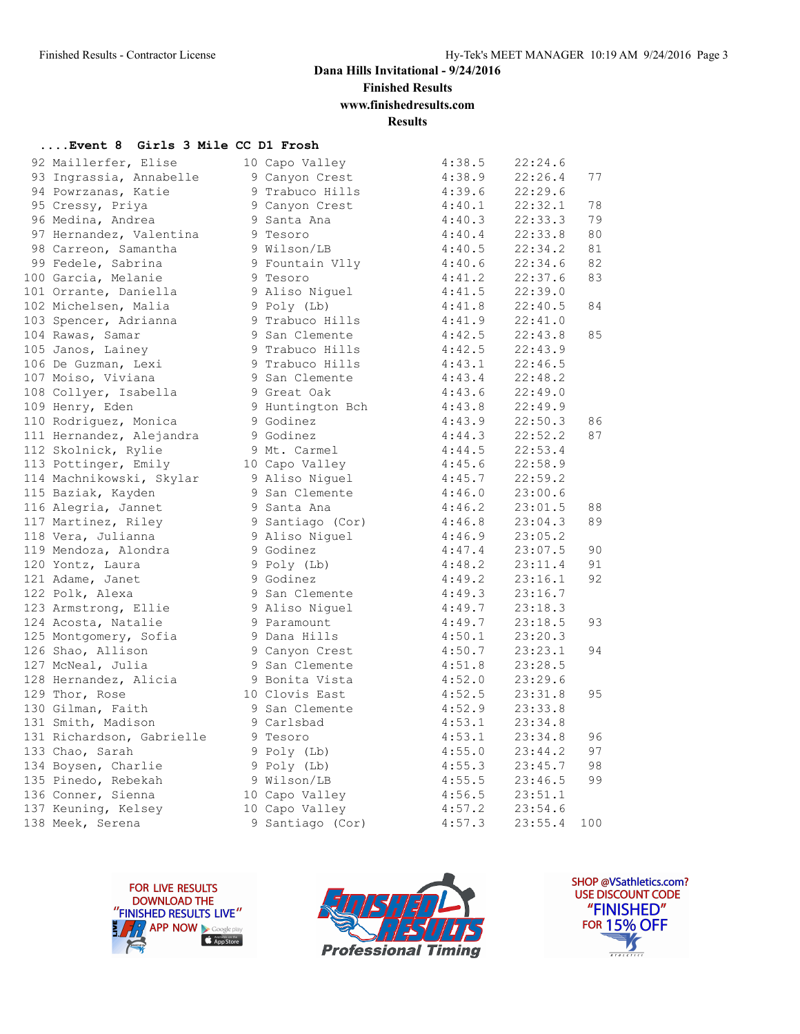Dana Hills Invitational - 9/24/2016
Finished Results
www.finishedresults.com
Results

**....Event 8 Girls 3 Mile CC D1 Frosh**

| Place | Name | Yr | School | Avg Mile | Time | Points |
|---|---|---|---|---|---|---|
| 92 | Maillerfer, Elise | 10 | Capo Valley | 4:38.5 | 22:24.6 | |
| 93 | Ingrassia, Annabelle | 9 | Canyon Crest | 4:38.9 | 22:26.4 | 77 |
| 94 | Powrzanas, Katie | 9 | Trabuco Hills | 4:39.6 | 22:29.6 | |
| 95 | Cressy, Priya | 9 | Canyon Crest | 4:40.1 | 22:32.1 | 78 |
| 96 | Medina, Andrea | 9 | Santa Ana | 4:40.3 | 22:33.3 | 79 |
| 97 | Hernandez, Valentina | 9 | Tesoro | 4:40.4 | 22:33.8 | 80 |
| 98 | Carreon, Samantha | 9 | Wilson/LB | 4:40.5 | 22:34.2 | 81 |
| 99 | Fedele, Sabrina | 9 | Fountain Vlly | 4:40.6 | 22:34.6 | 82 |
| 100 | Garcia, Melanie | 9 | Tesoro | 4:41.2 | 22:37.6 | 83 |
| 101 | Orrante, Daniella | 9 | Aliso Niguel | 4:41.5 | 22:39.0 | |
| 102 | Michelsen, Malia | 9 | Poly (Lb) | 4:41.8 | 22:40.5 | 84 |
| 103 | Spencer, Adrianna | 9 | Trabuco Hills | 4:41.9 | 22:41.0 | |
| 104 | Rawas, Samar | 9 | San Clemente | 4:42.5 | 22:43.8 | 85 |
| 105 | Janos, Lainey | 9 | Trabuco Hills | 4:42.5 | 22:43.9 | |
| 106 | De Guzman, Lexi | 9 | Trabuco Hills | 4:43.1 | 22:46.5 | |
| 107 | Moiso, Viviana | 9 | San Clemente | 4:43.4 | 22:48.2 | |
| 108 | Collyer, Isabella | 9 | Great Oak | 4:43.6 | 22:49.0 | |
| 109 | Henry, Eden | 9 | Huntington Bch | 4:43.8 | 22:49.9 | |
| 110 | Rodriguez, Monica | 9 | Godinez | 4:43.9 | 22:50.3 | 86 |
| 111 | Hernandez, Alejandra | 9 | Godinez | 4:44.3 | 22:52.2 | 87 |
| 112 | Skolnick, Rylie | 9 | Mt. Carmel | 4:44.5 | 22:53.4 | |
| 113 | Pottinger, Emily | 10 | Capo Valley | 4:45.6 | 22:58.9 | |
| 114 | Machnikowski, Skylar | 9 | Aliso Niguel | 4:45.7 | 22:59.2 | |
| 115 | Baziak, Kayden | 9 | San Clemente | 4:46.0 | 23:00.6 | |
| 116 | Alegria, Jannet | 9 | Santa Ana | 4:46.2 | 23:01.5 | 88 |
| 117 | Martinez, Riley | 9 | Santiago (Cor) | 4:46.8 | 23:04.3 | 89 |
| 118 | Vera, Julianna | 9 | Aliso Niguel | 4:46.9 | 23:05.2 | |
| 119 | Mendoza, Alondra | 9 | Godinez | 4:47.4 | 23:07.5 | 90 |
| 120 | Yontz, Laura | 9 | Poly (Lb) | 4:48.2 | 23:11.4 | 91 |
| 121 | Adame, Janet | 9 | Godinez | 4:49.2 | 23:16.1 | 92 |
| 122 | Polk, Alexa | 9 | San Clemente | 4:49.3 | 23:16.7 | |
| 123 | Armstrong, Ellie | 9 | Aliso Niguel | 4:49.7 | 23:18.3 | |
| 124 | Acosta, Natalie | 9 | Paramount | 4:49.7 | 23:18.5 | 93 |
| 125 | Montgomery, Sofia | 9 | Dana Hills | 4:50.1 | 23:20.3 | |
| 126 | Shao, Allison | 9 | Canyon Crest | 4:50.7 | 23:23.1 | 94 |
| 127 | McNeal, Julia | 9 | San Clemente | 4:51.8 | 23:28.5 | |
| 128 | Hernandez, Alicia | 9 | Bonita Vista | 4:52.0 | 23:29.6 | |
| 129 | Thor, Rose | 10 | Clovis East | 4:52.5 | 23:31.8 | 95 |
| 130 | Gilman, Faith | 9 | San Clemente | 4:52.9 | 23:33.8 | |
| 131 | Smith, Madison | 9 | Carlsbad | 4:53.1 | 23:34.8 | |
| 131 | Richardson, Gabrielle | 9 | Tesoro | 4:53.1 | 23:34.8 | 96 |
| 133 | Chao, Sarah | 9 | Poly (Lb) | 4:55.0 | 23:44.2 | 97 |
| 134 | Boysen, Charlie | 9 | Poly (Lb) | 4:55.3 | 23:45.7 | 98 |
| 135 | Pinedo, Rebekah | 9 | Wilson/LB | 4:55.5 | 23:46.5 | 99 |
| 136 | Conner, Sienna | 10 | Capo Valley | 4:56.5 | 23:51.1 | |
| 137 | Keuning, Kelsey | 10 | Capo Valley | 4:57.2 | 23:54.6 | |
| 138 | Meek, Serena | 9 | Santiago (Cor) | 4:57.3 | 23:55.4 | 100 |

FOR LIVE RESULTS DOWNLOAD THE "FINISHED RESULTS LIVE" APP NOW

Finished Results Professional Timing

SHOP @VSathletics.com? USE DISCOUNT CODE "FINISHED" FOR 15% OFF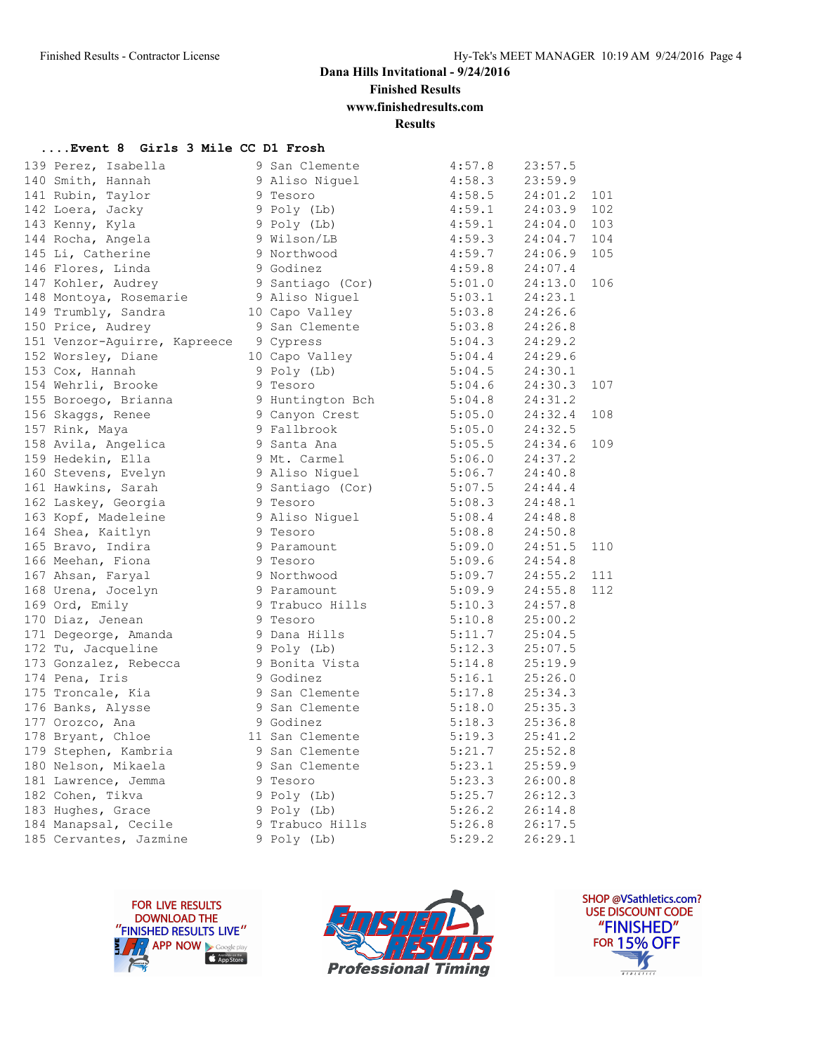Dana Hills Invitational - 9/24/2016

Finished Results

www.finishedresults.com

Results

## ....Event 8 Girls 3 Mile CC D1 Frosh

| Place | Name | Yr | School | Avg | Time | Points |
|---|---|---|---|---|---|---|
| 139 | Perez, Isabella | 9 | San Clemente | 4:57.8 | 23:57.5 | |
| 140 | Smith, Hannah | 9 | Aliso Niguel | 4:58.3 | 23:59.9 | |
| 141 | Rubin, Taylor | 9 | Tesoro | 4:58.5 | 24:01.2 | 101 |
| 142 | Loera, Jacky | 9 | Poly (Lb) | 4:59.1 | 24:03.9 | 102 |
| 143 | Kenny, Kyla | 9 | Poly (Lb) | 4:59.1 | 24:04.0 | 103 |
| 144 | Rocha, Angela | 9 | Wilson/LB | 4:59.3 | 24:04.7 | 104 |
| 145 | Li, Catherine | 9 | Northwood | 4:59.7 | 24:06.9 | 105 |
| 146 | Flores, Linda | 9 | Godinez | 4:59.8 | 24:07.4 | |
| 147 | Kohler, Audrey | 9 | Santiago (Cor) | 5:01.0 | 24:13.0 | 106 |
| 148 | Montoya, Rosemarie | 9 | Aliso Niguel | 5:03.1 | 24:23.1 | |
| 149 | Trumbly, Sandra | 10 | Capo Valley | 5:03.8 | 24:26.6 | |
| 150 | Price, Audrey | 9 | San Clemente | 5:03.8 | 24:26.8 | |
| 151 | Venzor-Aguirre, Kapreece | 9 | Cypress | 5:04.3 | 24:29.2 | |
| 152 | Worsley, Diane | 10 | Capo Valley | 5:04.4 | 24:29.6 | |
| 153 | Cox, Hannah | 9 | Poly (Lb) | 5:04.5 | 24:30.1 | |
| 154 | Wehrli, Brooke | 9 | Tesoro | 5:04.6 | 24:30.3 | 107 |
| 155 | Boroego, Brianna | 9 | Huntington Bch | 5:04.8 | 24:31.2 | |
| 156 | Skaggs, Renee | 9 | Canyon Crest | 5:05.0 | 24:32.4 | 108 |
| 157 | Rink, Maya | 9 | Fallbrook | 5:05.0 | 24:32.5 | |
| 158 | Avila, Angelica | 9 | Santa Ana | 5:05.5 | 24:34.6 | 109 |
| 159 | Hedekin, Ella | 9 | Mt. Carmel | 5:06.0 | 24:37.2 | |
| 160 | Stevens, Evelyn | 9 | Aliso Niguel | 5:06.7 | 24:40.8 | |
| 161 | Hawkins, Sarah | 9 | Santiago (Cor) | 5:07.5 | 24:44.4 | |
| 162 | Laskey, Georgia | 9 | Tesoro | 5:08.3 | 24:48.1 | |
| 163 | Kopf, Madeleine | 9 | Aliso Niguel | 5:08.4 | 24:48.8 | |
| 164 | Shea, Kaitlyn | 9 | Tesoro | 5:08.8 | 24:50.8 | |
| 165 | Bravo, Indira | 9 | Paramount | 5:09.0 | 24:51.5 | 110 |
| 166 | Meehan, Fiona | 9 | Tesoro | 5:09.6 | 24:54.8 | |
| 167 | Ahsan, Faryal | 9 | Northwood | 5:09.7 | 24:55.2 | 111 |
| 168 | Urena, Jocelyn | 9 | Paramount | 5:09.9 | 24:55.8 | 112 |
| 169 | Ord, Emily | 9 | Trabuco Hills | 5:10.3 | 24:57.8 | |
| 170 | Diaz, Jenean | 9 | Tesoro | 5:10.8 | 25:00.2 | |
| 171 | Degeorge, Amanda | 9 | Dana Hills | 5:11.7 | 25:04.5 | |
| 172 | Tu, Jacqueline | 9 | Poly (Lb) | 5:12.3 | 25:07.5 | |
| 173 | Gonzalez, Rebecca | 9 | Bonita Vista | 5:14.8 | 25:19.9 | |
| 174 | Pena, Iris | 9 | Godinez | 5:16.1 | 25:26.0 | |
| 175 | Troncale, Kia | 9 | San Clemente | 5:17.8 | 25:34.3 | |
| 176 | Banks, Alysse | 9 | San Clemente | 5:18.0 | 25:35.3 | |
| 177 | Orozco, Ana | 9 | Godinez | 5:18.3 | 25:36.8 | |
| 178 | Bryant, Chloe | 11 | San Clemente | 5:19.3 | 25:41.2 | |
| 179 | Stephen, Kambria | 9 | San Clemente | 5:21.7 | 25:52.8 | |
| 180 | Nelson, Mikaela | 9 | San Clemente | 5:23.1 | 25:59.9 | |
| 181 | Lawrence, Jemma | 9 | Tesoro | 5:23.3 | 26:00.8 | |
| 182 | Cohen, Tikva | 9 | Poly (Lb) | 5:25.7 | 26:12.3 | |
| 183 | Hughes, Grace | 9 | Poly (Lb) | 5:26.2 | 26:14.8 | |
| 184 | Manapsal, Cecile | 9 | Trabuco Hills | 5:26.8 | 26:17.5 | |
| 185 | Cervantes, Jazmine | 9 | Poly (Lb) | 5:29.2 | 26:29.1 | |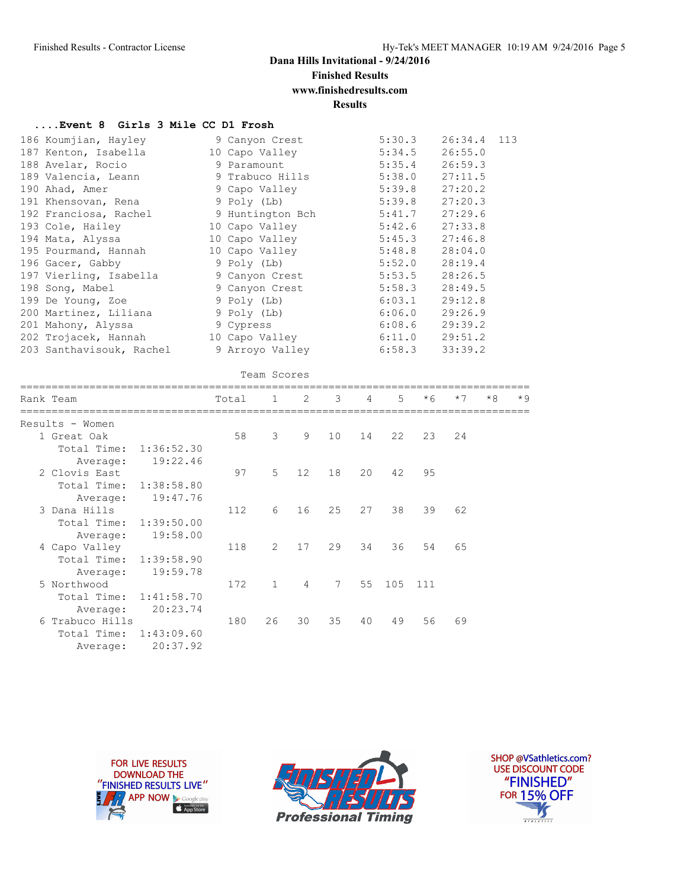# Dana Hills Invitational - 9/24/2016

**Finished Results**

**www.finishedresults.com**

**Results**

### ....Event 8 Girls 3 Mile CC D1 Frosh

| Place | Name | Year | School | Pace | Time | Points |
|---|---|---|---|---|---|---|
| 186 | Koumjian, Hayley | 9 | Canyon Crest | 5:30.3 | 26:34.4 | 113 |
| 187 | Kenton, Isabella | 10 | Capo Valley | 5:34.5 | 26:55.0 | |
| 188 | Avelar, Rocio | 9 | Paramount | 5:35.4 | 26:59.3 | |
| 189 | Valencia, Leann | 9 | Trabuco Hills | 5:38.0 | 27:11.5 | |
| 190 | Ahad, Amer | 9 | Capo Valley | 5:39.8 | 27:20.2 | |
| 191 | Khensovan, Rena | 9 | Poly (Lb) | 5:39.8 | 27:20.3 | |
| 192 | Franciosa, Rachel | 9 | Huntington Bch | 5:41.7 | 27:29.6 | |
| 193 | Cole, Hailey | 10 | Capo Valley | 5:42.6 | 27:33.8 | |
| 194 | Mata, Alyssa | 10 | Capo Valley | 5:45.3 | 27:46.8 | |
| 195 | Pourmand, Hannah | 10 | Capo Valley | 5:48.8 | 28:04.0 | |
| 196 | Gacer, Gabby | 9 | Poly (Lb) | 5:52.0 | 28:19.4 | |
| 197 | Vierling, Isabella | 9 | Canyon Crest | 5:53.5 | 28:26.5 | |
| 198 | Song, Mabel | 9 | Canyon Crest | 5:58.3 | 28:49.5 | |
| 199 | De Young, Zoe | 9 | Poly (Lb) | 6:03.1 | 29:12.8 | |
| 200 | Martinez, Liliana | 9 | Poly (Lb) | 6:06.0 | 29:26.9 | |
| 201 | Mahony, Alyssa | 9 | Cypress | 6:08.6 | 29:39.2 | |
| 202 | Trojacek, Hannah | 10 | Capo Valley | 6:11.0 | 29:51.2 | |
| 203 | Santhavisouk, Rachel | 9 | Arroyo Valley | 6:58.3 | 33:39.2 | |

### Team Scores

Results - Women

| Rank | Team | Total | 1 | 2 | 3 | 4 | 5 | *6 | *7 | *8 | *9 |
|---|---|---|---|---|---|---|---|---|---|---|---|
| 1 | Great Oak | 58 | 3 | 9 | 10 | 14 | 22 | 23 | 24 | | |
| | Total Time: 1:36:52.30 | | | | | | | | | | |
| | Average: 19:22.46 | | | | | | | | | | |
| 2 | Clovis East | 97 | 5 | 12 | 18 | 20 | 42 | 95 | | | |
| | Total Time: 1:38:58.80 | | | | | | | | | | |
| | Average: 19:47.76 | | | | | | | | | | |
| 3 | Dana Hills | 112 | 6 | 16 | 25 | 27 | 38 | 39 | 62 | | |
| | Total Time: 1:39:50.00 | | | | | | | | | | |
| | Average: 19:58.00 | | | | | | | | | | |
| 4 | Capo Valley | 118 | 2 | 17 | 29 | 34 | 36 | 54 | 65 | | |
| | Total Time: 1:39:58.90 | | | | | | | | | | |
| | Average: 19:59.78 | | | | | | | | | | |
| 5 | Northwood | 172 | 1 | 4 | 7 | 55 | 105 | 111 | | | |
| | Total Time: 1:41:58.70 | | | | | | | | | | |
| | Average: 20:23.74 | | | | | | | | | | |
| 6 | Trabuco Hills | 180 | 26 | 30 | 35 | 40 | 49 | 56 | 69 | | |
| | Total Time: 1:43:09.60 | | | | | | | | | | |
| | Average: 20:37.92 | | | | | | | | | | |

FOR LIVE RESULTS DOWNLOAD THE "FINISHED RESULTS LIVE" APP NOW

Finished Results Professional Timing

SHOP @VSathletics.com? USE DISCOUNT CODE "FINISHED" FOR 15% OFF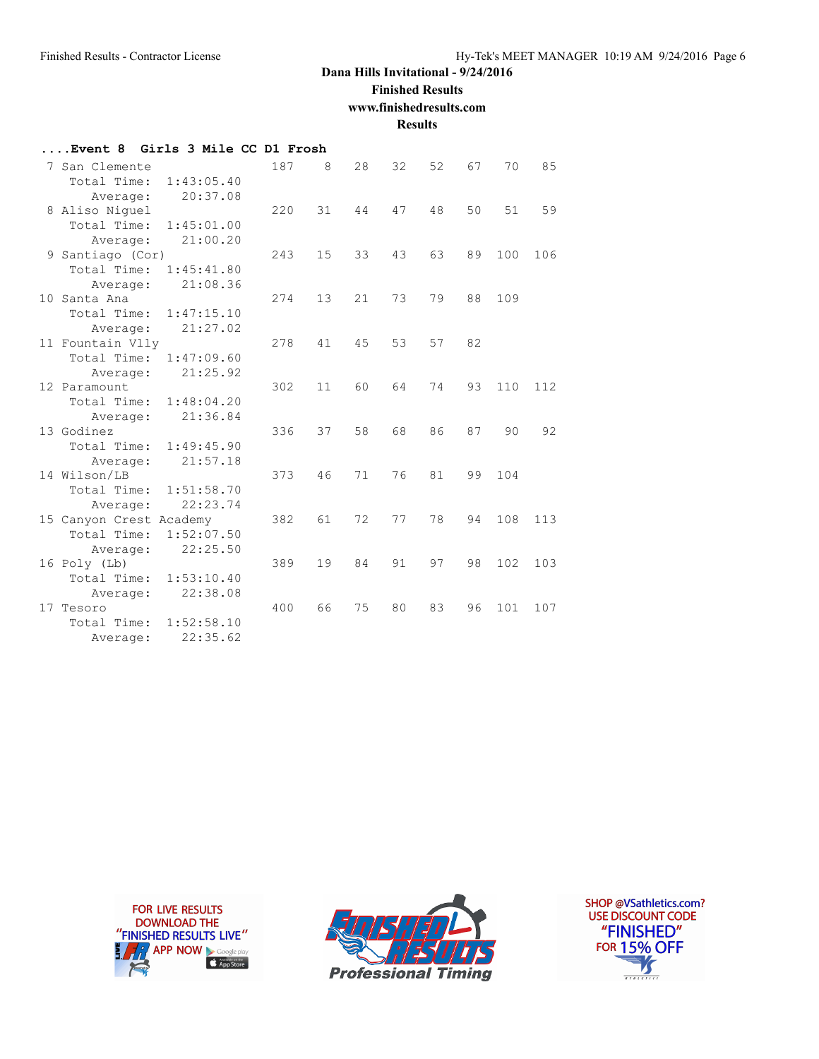**Dana Hills Invitational - 9/24/2016**

**Finished Results**

**www.finishedresults.com**

**Results**

**....Event 8 Girls 3 Mile CC D1 Frosh**

```
 7 San Clemente                   187    8   28   32   52   67   70   85
     Total Time:  1:43:05.40
        Average:    20:37.08
 8 Aliso Niguel                   220   31   44   47   48   50   51   59
     Total Time:  1:45:01.00
        Average:    21:00.20
 9 Santiago (Cor)                 243   15   33   43   63   89  100  106
     Total Time:  1:45:41.80
        Average:    21:08.36
10 Santa Ana                      274   13   21   73   79   88  109
     Total Time:  1:47:15.10
        Average:    21:27.02
11 Fountain Vlly                  278   41   45   53   57   82
     Total Time:  1:47:09.60
        Average:    21:25.92
12 Paramount                      302   11   60   64   74   93  110  112
     Total Time:  1:48:04.20
        Average:    21:36.84
13 Godinez                        336   37   58   68   86   87   90   92
     Total Time:  1:49:45.90
        Average:    21:57.18
14 Wilson/LB                      373   46   71   76   81   99  104
     Total Time:  1:51:58.70
        Average:    22:23.74
15 Canyon Crest Academy           382   61   72   77   78   94  108  113
     Total Time:  1:52:07.50
        Average:    22:25.50
16 Poly (Lb)                      389   19   84   91   97   98  102  103
     Total Time:  1:53:10.40
        Average:    22:38.08
17 Tesoro                         400   66   75   80   83   96  101  107
     Total Time:  1:52:58.10
        Average:    22:35.62
```

FOR LIVE RESULTS DOWNLOAD THE "FINISHED RESULTS LIVE" APP NOW

Finished Results Professional Timing

SHOP @VSathletics.com? USE DISCOUNT CODE "FINISHED" FOR 15% OFF